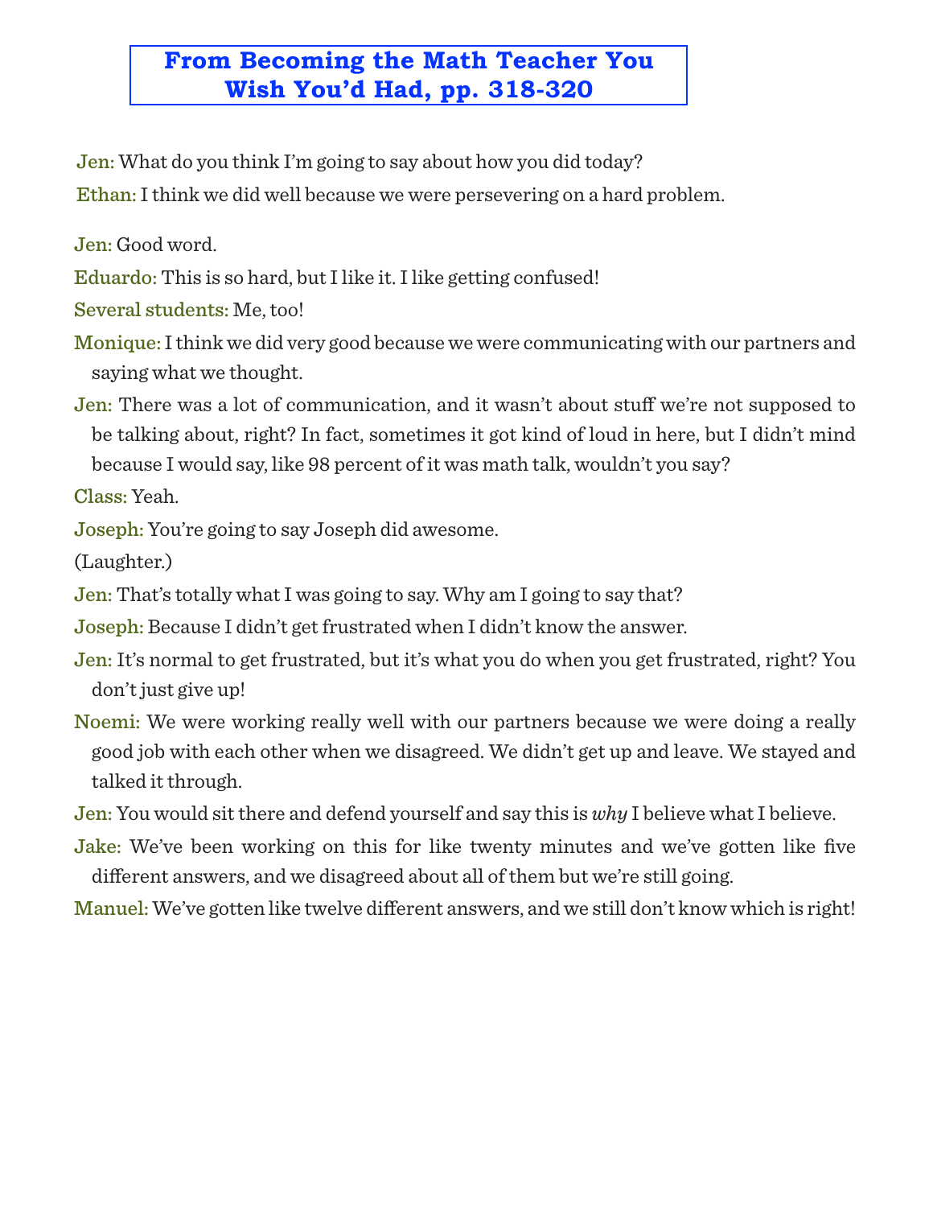## From Becoming the Math Teacher You Wish You'd Had, pp. 318-320

**Jen:** What do you think I'm going to say about how you did today?

**Ethan:** I think we did well because we were persevering on a hard problem.

**Jen:** Good word.

**Eduardo:** This is so hard, but I like it. I like getting confused!

**Several students:** Me, too!

**Monique:** I think we did very good because we were communicating with our partners and saying what we thought.

**Jen:** There was a lot of communication, and it wasn't about stuff we're not supposed to be talking about, right? In fact, sometimes it got kind of loud in here, but I didn't mind because I would say, like 98 percent of it was math talk, wouldn't you say?

**Class:** Yeah.

**Joseph:** You're going to say Joseph did awesome.

(Laughter.)

**Jen:** That's totally what I was going to say. Why am I going to say that?

**Joseph:** Because I didn't get frustrated when I didn't know the answer.

**Jen:** It's normal to get frustrated, but it's what you do when you get frustrated, right? You don't just give up!

**Noemi:** We were working really well with our partners because we were doing a really good job with each other when we disagreed. We didn't get up and leave. We stayed and talked it through.

**Jen:** You would sit there and defend yourself and say this is *why* I believe what I believe.

**Jake:** We've been working on this for like twenty minutes and we've gotten like five different answers, and we disagreed about all of them but we're still going.

**Manuel:** We've gotten like twelve different answers, and we still don't know which is right!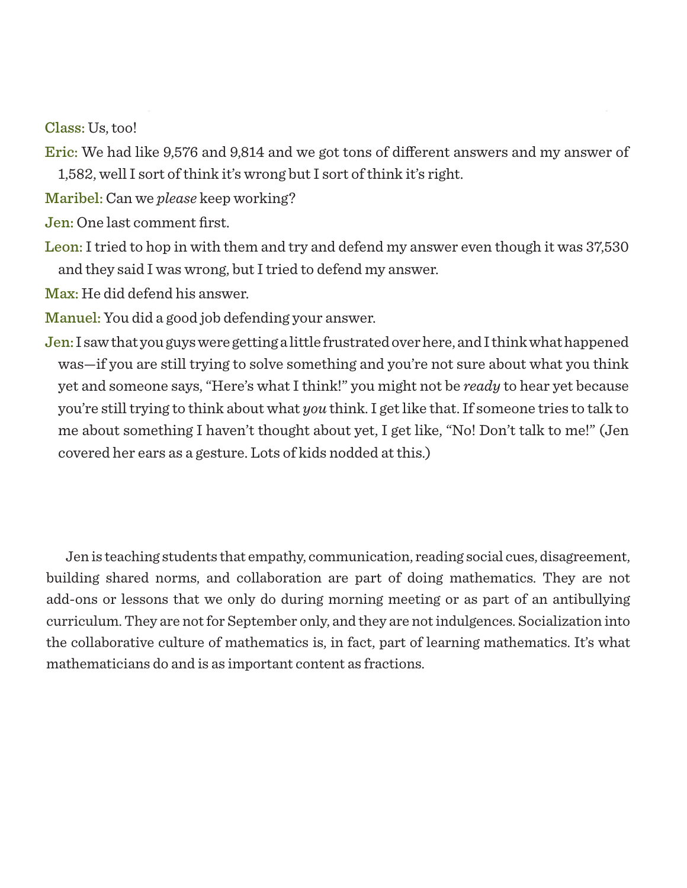**Class:** Us, too!

**Eric:** We had like 9,576 and 9,814 and we got tons of different answers and my answer of 1,582, well I sort of think it's wrong but I sort of think it's right.

**Maribel:** Can we *please* keep working?

**Jen:** One last comment first.

**Leon:** I tried to hop in with them and try and defend my answer even though it was 37,530 and they said I was wrong, but I tried to defend my answer.

**Max:** He did defend his answer.

**Manuel:** You did a good job defending your answer.

**Jen:** I saw that you guys were getting a little frustrated over here, and I think what happened was—if you are still trying to solve something and you're not sure about what you think yet and someone says, "Here's what I think!" you might not be *ready* to hear yet because you're still trying to think about what *you* think. I get like that. If someone tries to talk to me about something I haven't thought about yet, I get like, "No! Don't talk to me!" (Jen covered her ears as a gesture. Lots of kids nodded at this.)

Jen is teaching students that empathy, communication, reading social cues, disagreement, building shared norms, and collaboration are part of doing mathematics. They are not add-ons or lessons that we only do during morning meeting or as part of an antibullying curriculum. They are not for September only, and they are not indulgences. Socialization into the collaborative culture of mathematics is, in fact, part of learning mathematics. It's what mathematicians do and is as important content as fractions.